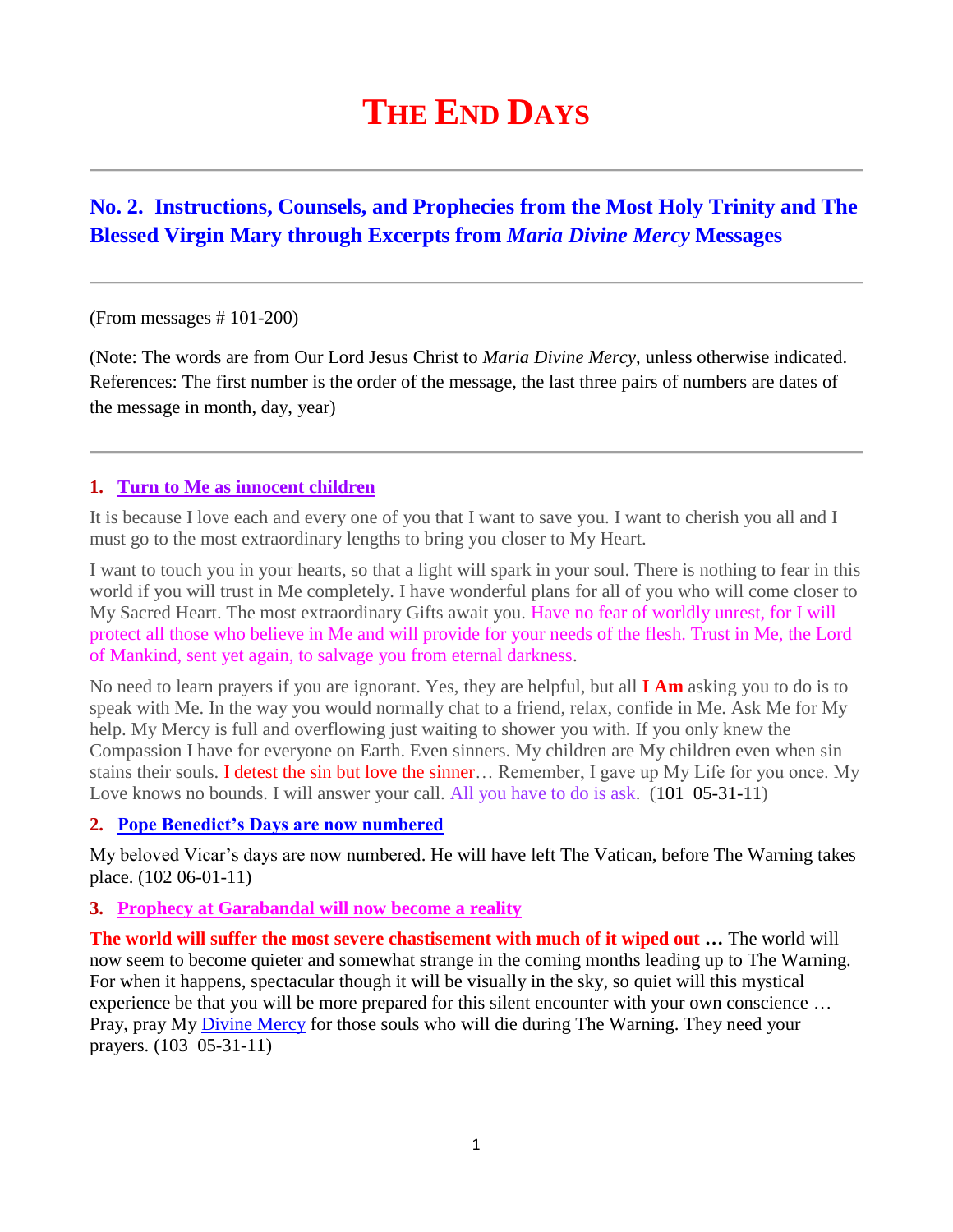# THE END DAYS

## No. 2. Instructions, Counsels, and Prophecies from the Most Holy Trinity and The Blessed Virgin Mary through Excerpts from *Maria Divine Mercy* Messages

(From messages # 101-200)

(Note: The words are from Our Lord Jesus Christ to *Maria Divine Mercy*, unless otherwise indicated. References: The first number is the order of the message, the last three pairs of numbers are dates of the message in month, day, year)

### 1. Turn to Me as innocent children

It is because I love each and every one of you that I want to save you. I want to cherish you all and I must go to the most extraordinary lengths to bring you closer to My Heart.

I want to touch you in your hearts, so that a light will spark in your soul. There is nothing to fear in this world if you will trust in Me completely. I have wonderful plans for all of you who will come closer to My Sacred Heart. The most extraordinary Gifts await you. Have no fear of worldly unrest, for I will protect all those who believe in Me and will provide for your needs of the flesh. Trust in Me, the Lord of Mankind, sent yet again, to salvage you from eternal darkness.

No need to learn prayers if you are ignorant. Yes, they are helpful, but all **I Am** asking you to do is to speak with Me. In the way you would normally chat to a friend, relax, confide in Me. Ask Me for My help. My Mercy is full and overflowing just waiting to shower you with. If you only knew the Compassion I have for everyone on Earth. Even sinners. My children are My children even when sin stains their souls. I detest the sin but love the sinner… Remember, I gave up My Life for you once. My Love knows no bounds. I will answer your call. All you have to do is ask. (101 05-31-11)

### 2. Pope Benedict's Days are now numbered

My beloved Vicar's days are now numbered. He will have left The Vatican, before The Warning takes place. (102 06-01-11)

### 3. Prophecy at Garabandal will now become a reality

**The world will suffer the most severe chastisement with much of it wiped out …** The world will now seem to become quieter and somewhat strange in the coming months leading up to The Warning. For when it happens, spectacular though it will be visually in the sky, so quiet will this mystical experience be that you will be more prepared for this silent encounter with your own conscience … Pray, pray My Divine Mercy for those souls who will die during The Warning. They need your prayers. (103 05-31-11)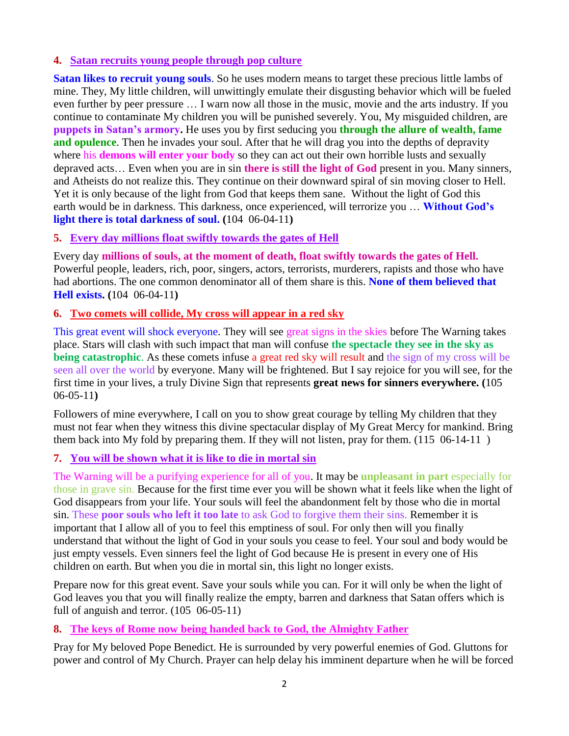### 4. Satan recruits young people through pop culture

**Satan likes to recruit young souls**. So he uses modern means to target these precious little lambs of mine. They, My little children, will unwittingly emulate their disgusting behavior which will be fueled even further by peer pressure … I warn now all those in the music, movie and the arts industry. If you continue to contaminate My children you will be punished severely. You, My misguided children, are **puppets in Satan's armory.** He uses you by first seducing you **through the allure of wealth, fame and opulence**. Then he invades your soul. After that he will drag you into the depths of depravity where his **demons will enter your body** so they can act out their own horrible lusts and sexually depraved acts… Even when you are in sin **there is still the light of God** present in you. Many sinners, and Atheists do not realize this. They continue on their downward spiral of sin moving closer to Hell. Yet it is only because of the light from God that keeps them sane. Without the light of God this earth would be in darkness. This darkness, once experienced, will terrorize you … **Without God's light there is total darkness of soul. (**104 06-04-11**)**

### 5. Every day millions float swiftly towards the gates of Hell

Every day **millions of souls, at the moment of death, float swiftly towards the gates of Hell.** Powerful people, leaders, rich, poor, singers, actors, terrorists, murderers, rapists and those who have had abortions. The one common denominator all of them share is this. **None of them believed that Hell exists. (**104 06-04-11**)**

### 6. Two comets will collide, My cross will appear in a red sky

This great event will shock everyone. They will see great signs in the skies before The Warning takes place. Stars will clash with such impact that man will confuse **the spectacle they see in the sky as being catastrophic**. As these comets infuse a great red sky will result and the sign of my cross will be seen all over the world by everyone. Many will be frightened. But I say rejoice for you will see, for the first time in your lives, a truly Divine Sign that represents **great news for sinners everywhere. (**105 06-05-11**)**

Followers of mine everywhere, I call on you to show great courage by telling My children that they must not fear when they witness this divine spectacular display of My Great Mercy for mankind. Bring them back into My fold by preparing them. If they will not listen, pray for them. (115 06-14-11 )

### 7. You will be shown what it is like to die in mortal sin

The Warning will be a purifying experience for all of you. It may be **unpleasant in part** especially for those in grave sin. Because for the first time ever you will be shown what it feels like when the light of God disappears from your life. Your souls will feel the abandonment felt by those who die in mortal sin. These **poor souls who left it too late** to ask God to forgive them their sins. Remember it is important that I allow all of you to feel this emptiness of soul. For only then will you finally understand that without the light of God in your souls you cease to feel. Your soul and body would be just empty vessels. Even sinners feel the light of God because He is present in every one of His children on earth. But when you die in mortal sin, this light no longer exists.

Prepare now for this great event. Save your souls while you can. For it will only be when the light of God leaves you that you will finally realize the empty, barren and darkness that Satan offers which is full of anguish and terror. (105 06-05-11)

### 8. The keys of Rome now being handed back to God, the Almighty Father

Pray for My beloved Pope Benedict. He is surrounded by very powerful enemies of God. Gluttons for power and control of My Church. Prayer can help delay his imminent departure when he will be forced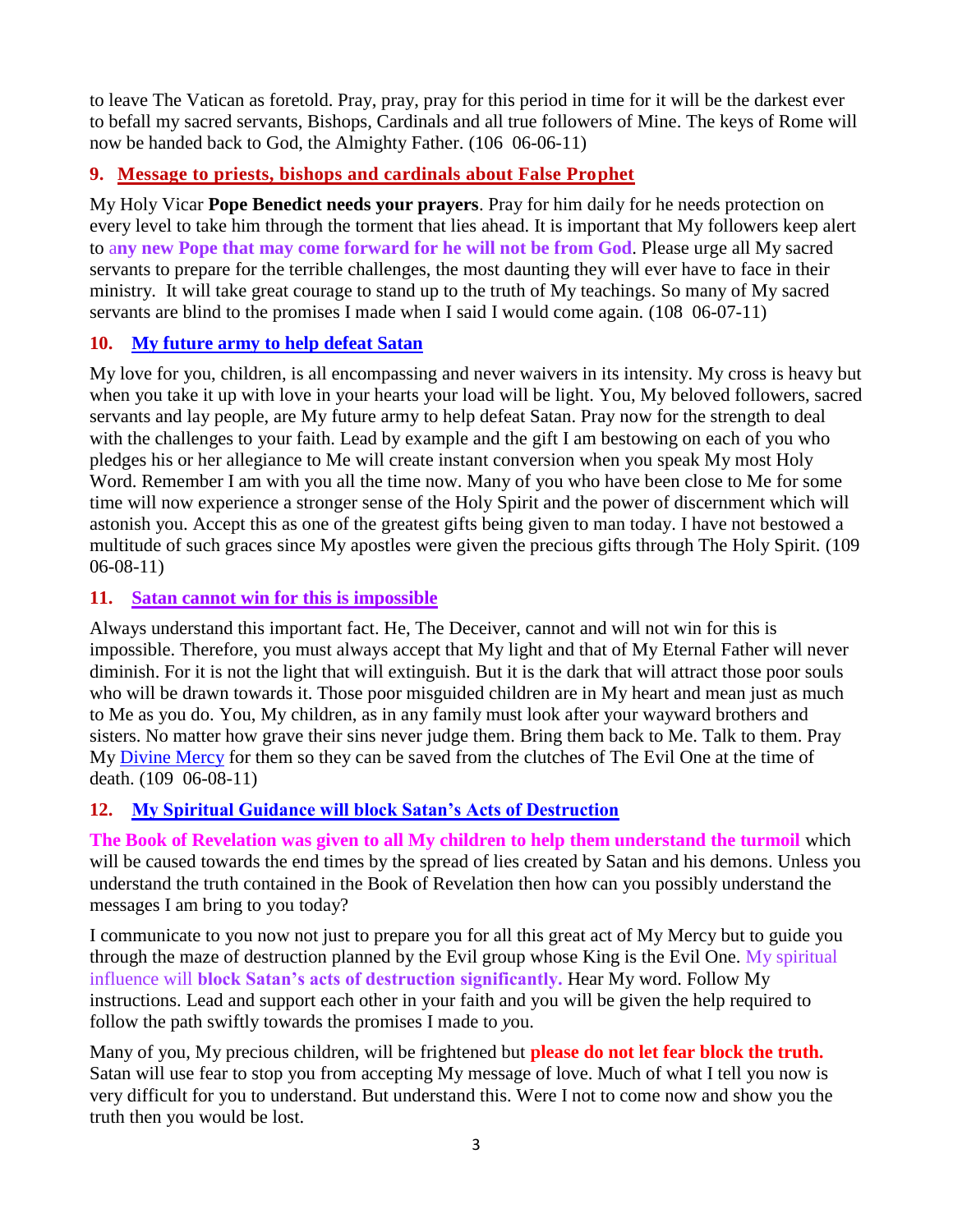to leave The Vatican as foretold. Pray, pray, pray for this period in time for it will be the darkest ever to befall my sacred servants, Bishops, Cardinals and all true followers of Mine. The keys of Rome will now be handed back to God, the Almighty Father. (106 06-06-11)

### 9. Message to priests, bishops and cardinals about False Prophet

My Holy Vicar **Pope Benedict needs your prayers**. Pray for him daily for he needs protection on every level to take him through the torment that lies ahead. It is important that My followers keep alert to **any new Pope that may come forward for he will not be from God**. Please urge all My sacred servants to prepare for the terrible challenges, the most daunting they will ever have to face in their ministry. It will take great courage to stand up to the truth of My teachings. So many of My sacred servants are blind to the promises I made when I said I would come again. (108 06-07-11)

### 10. My future army to help defeat Satan

My love for you, children, is all encompassing and never waivers in its intensity. My cross is heavy but when you take it up with love in your hearts your load will be light. You, My beloved followers, sacred servants and lay people, are My future army to help defeat Satan. Pray now for the strength to deal with the challenges to your faith. Lead by example and the gift I am bestowing on each of you who pledges his or her allegiance to Me will create instant conversion when you speak My most Holy Word. Remember I am with you all the time now. Many of you who have been close to Me for some time will now experience a stronger sense of the Holy Spirit and the power of discernment which will astonish you. Accept this as one of the greatest gifts being given to man today. I have not bestowed a multitude of such graces since My apostles were given the precious gifts through The Holy Spirit. (109 06-08-11)

### 11. Satan cannot win for this is impossible

Always understand this important fact. He, The Deceiver, cannot and will not win for this is impossible. Therefore, you must always accept that My light and that of My Eternal Father will never diminish. For it is not the light that will extinguish. But it is the dark that will attract those poor souls who will be drawn towards it. Those poor misguided children are in My heart and mean just as much to Me as you do. You, My children, as in any family must look after your wayward brothers and sisters. No matter how grave their sins never judge them. Bring them back to Me. Talk to them. Pray My Divine Mercy for them so they can be saved from the clutches of The Evil One at the time of death. (109 06-08-11)

### 12. My Spiritual Guidance will block Satan's Acts of Destruction

**The Book of Revelation was given to all My children to help them understand the turmoil** which will be caused towards the end times by the spread of lies created by Satan and his demons. Unless you understand the truth contained in the Book of Revelation then how can you possibly understand the messages I am bring to you today?

I communicate to you now not just to prepare you for all this great act of My Mercy but to guide you through the maze of destruction planned by the Evil group whose King is the Evil One. My spiritual influence will **block Satan's acts of destruction significantly.** Hear My word. Follow My instructions. Lead and support each other in your faith and you will be given the help required to follow the path swiftly towards the promises I made to *y*ou.

Many of you, My precious children, will be frightened but **please do not let fear block the truth.** Satan will use fear to stop you from accepting My message of love. Much of what I tell you now is very difficult for you to understand. But understand this. Were I not to come now and show you the truth then you would be lost.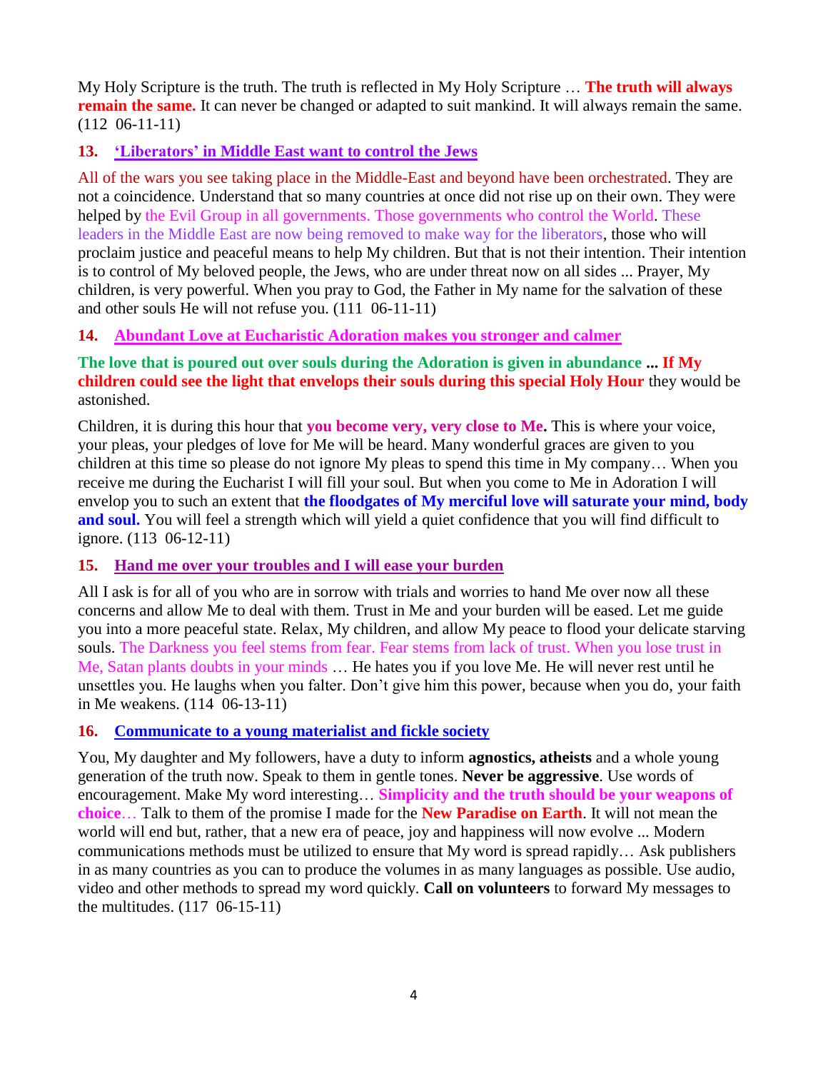My Holy Scripture is the truth. The truth is reflected in My Holy Scripture … **The truth will always remain the same.** It can never be changed or adapted to suit mankind. It will always remain the same. (112 06-11-11)

### 13. 'Liberators' in Middle East want to control the Jews

All of the wars you see taking place in the Middle-East and beyond have been orchestrated. They are not a coincidence. Understand that so many countries at once did not rise up on their own. They were helped by the Evil Group in all governments. Those governments who control the World. These leaders in the Middle East are now being removed to make way for the liberators, those who will proclaim justice and peaceful means to help My children. But that is not their intention. Their intention is to control of My beloved people, the Jews, who are under threat now on all sides ... Prayer, My children, is very powerful. When you pray to God, the Father in My name for the salvation of these and other souls He will not refuse you. (111 06-11-11)

### 14. Abundant Love at Eucharistic Adoration makes you stronger and calmer

**The love that is poured out over souls during the Adoration is given in abundance ... If My children could see the light that envelops their souls during this special Holy Hour** they would be astonished.

Children, it is during this hour that **you become very, very close to Me.** This is where your voice, your pleas, your pledges of love for Me will be heard. Many wonderful graces are given to you children at this time so please do not ignore My pleas to spend this time in My company… When you receive me during the Eucharist I will fill your soul. But when you come to Me in Adoration I will envelop you to such an extent that **the floodgates of My merciful love will saturate your mind, body and soul.** You will feel a strength which will yield a quiet confidence that you will find difficult to ignore. (113 06-12-11)

### 15. Hand me over your troubles and I will ease your burden

All I ask is for all of you who are in sorrow with trials and worries to hand Me over now all these concerns and allow Me to deal with them. Trust in Me and your burden will be eased. Let me guide you into a more peaceful state. Relax, My children, and allow My peace to flood your delicate starving souls. The Darkness you feel stems from fear. Fear stems from lack of trust. When you lose trust in Me, Satan plants doubts in your minds … He hates you if you love Me. He will never rest until he unsettles you. He laughs when you falter. Don't give him this power, because when you do, your faith in Me weakens. (114 06-13-11)

### 16. Communicate to a young materialist and fickle society

You, My daughter and My followers, have a duty to inform **agnostics, atheists** and a whole young generation of the truth now. Speak to them in gentle tones. **Never be aggressive**. Use words of encouragement. Make My word interesting… **Simplicity and the truth should be your weapons of choice**… Talk to them of the promise I made for the **New Paradise on Earth**. It will not mean the world will end but, rather, that a new era of peace, joy and happiness will now evolve ... Modern communications methods must be utilized to ensure that My word is spread rapidly… Ask publishers in as many countries as you can to produce the volumes in as many languages as possible. Use audio, video and other methods to spread my word quickly. **Call on volunteers** to forward My messages to the multitudes. (117 06-15-11)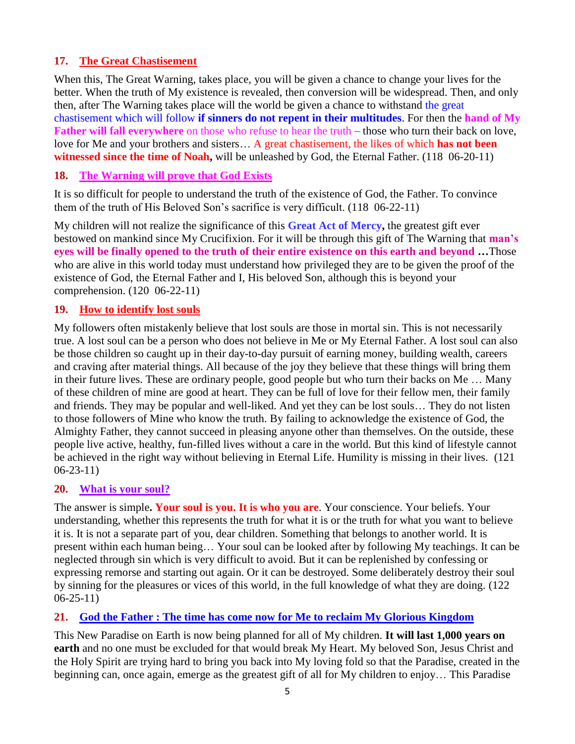## 17. The Great Chastisement

When this, The Great Warning, takes place, you will be given a chance to change your lives for the better. When the truth of My existence is revealed, then conversion will be widespread. Then, and only then, after The Warning takes place will the world be given a chance to withstand the great chastisement which will follow **if sinners do not repent in their multitudes**. For then the **hand of My Father will fall everywhere** on those who refuse to hear the truth – those who turn their back on love, love for Me and your brothers and sisters… A great chastisement, the likes of which **has not been witnessed since the time of Noah,** will be unleashed by God, the Eternal Father. (118 06-20-11)

## 18. The Warning will prove that God Exists

It is so difficult for people to understand the truth of the existence of God, the Father. To convince them of the truth of His Beloved Son's sacrifice is very difficult. (118 06-22-11)

My children will not realize the significance of this **Great Act of Mercy,** the greatest gift ever bestowed on mankind since My Crucifixion. For it will be through this gift of The Warning that **man's eyes will be finally opened to the truth of their entire existence on this earth and beyond …**Those who are alive in this world today must understand how privileged they are to be given the proof of the existence of God, the Eternal Father and I, His beloved Son, although this is beyond your comprehension. (120 06-22-11)

## 19. How to identify lost souls

My followers often mistakenly believe that lost souls are those in mortal sin. This is not necessarily true. A lost soul can be a person who does not believe in Me or My Eternal Father. A lost soul can also be those children so caught up in their day-to-day pursuit of earning money, building wealth, careers and craving after material things. All because of the joy they believe that these things will bring them in their future lives. These are ordinary people, good people but who turn their backs on Me … Many of these children of mine are good at heart. They can be full of love for their fellow men, their family and friends. They may be popular and well-liked. And yet they can be lost souls… They do not listen to those followers of Mine who know the truth. By failing to acknowledge the existence of God, the Almighty Father, they cannot succeed in pleasing anyone other than themselves. On the outside, these people live active, healthy, fun-filled lives without a care in the world. But this kind of lifestyle cannot be achieved in the right way without believing in Eternal Life. Humility is missing in their lives. (121 06-23-11)

## 20. What is your soul?

The answer is simple**. Your soul is you. It is who you are**. Your conscience. Your beliefs. Your understanding, whether this represents the truth for what it is or the truth for what you want to believe it is. It is not a separate part of you, dear children. Something that belongs to another world. It is present within each human being… Your soul can be looked after by following My teachings. It can be neglected through sin which is very difficult to avoid. But it can be replenished by confessing or expressing remorse and starting out again. Or it can be destroyed. Some deliberately destroy their soul by sinning for the pleasures or vices of this world, in the full knowledge of what they are doing. (122 06-25-11)

## 21. God the Father : The time has come now for Me to reclaim My Glorious Kingdom

This New Paradise on Earth is now being planned for all of My children. **It will last 1,000 years on earth** and no one must be excluded for that would break My Heart. My beloved Son, Jesus Christ and the Holy Spirit are trying hard to bring you back into My loving fold so that the Paradise, created in the beginning can, once again, emerge as the greatest gift of all for My children to enjoy… This Paradise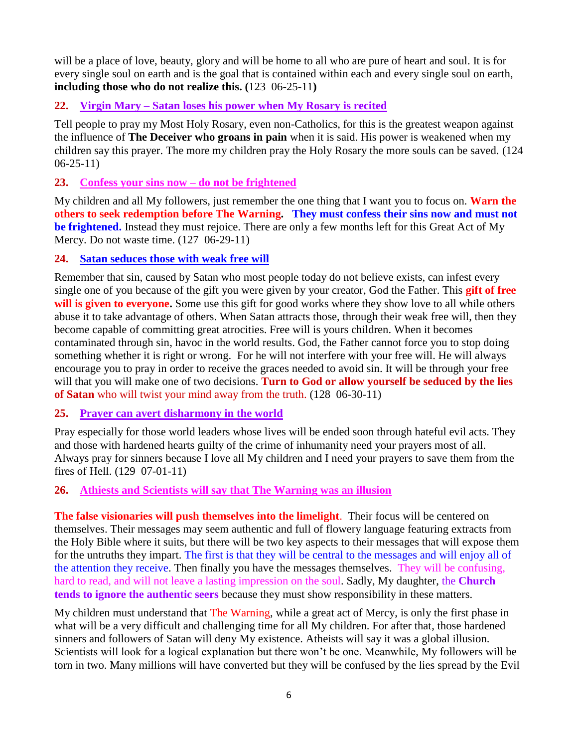will be a place of love, beauty, glory and will be home to all who are pure of heart and soul. It is for every single soul on earth and is the goal that is contained within each and every single soul on earth, **including those who do not realize this. (**123 06-25-11**)**

### 22. Virgin Mary – Satan loses his power when My Rosary is recited

Tell people to pray my Most Holy Rosary, even non-Catholics, for this is the greatest weapon against the influence of **The Deceiver who groans in pain** when it is said. His power is weakened when my children say this prayer. The more my children pray the Holy Rosary the more souls can be saved. (124 06-25-11)

### 23. Confess your sins now – do not be frightened

My children and all My followers, just remember the one thing that I want you to focus on. **Warn the others to seek redemption before The Warning. They must confess their sins now and must not be frightened.** Instead they must rejoice. There are only a few months left for this Great Act of My Mercy. Do not waste time. (127 06-29-11)

### 24. Satan seduces those with weak free will

Remember that sin, caused by Satan who most people today do not believe exists, can infest every single one of you because of the gift you were given by your creator, God the Father. This **gift of free will is given to everyone.** Some use this gift for good works where they show love to all while others abuse it to take advantage of others. When Satan attracts those, through their weak free will, then they become capable of committing great atrocities. Free will is yours children. When it becomes contaminated through sin, havoc in the world results. God, the Father cannot force you to stop doing something whether it is right or wrong. For he will not interfere with your free will. He will always encourage you to pray in order to receive the graces needed to avoid sin. It will be through your free will that you will make one of two decisions. **Turn to God or allow yourself be seduced by the lies of Satan** who will twist your mind away from the truth. (128 06-30-11)

### 25. Prayer can avert disharmony in the world

Pray especially for those world leaders whose lives will be ended soon through hateful evil acts. They and those with hardened hearts guilty of the crime of inhumanity need your prayers most of all. Always pray for sinners because I love all My children and I need your prayers to save them from the fires of Hell. (129 07-01-11)

### 26. Athiests and Scientists will say that The Warning was an illusion

**The false visionaries will push themselves into the limelight**. Their focus will be centered on themselves. Their messages may seem authentic and full of flowery language featuring extracts from the Holy Bible where it suits, but there will be two key aspects to their messages that will expose them for the untruths they impart. The first is that they will be central to the messages and will enjoy all of the attention they receive. Then finally you have the messages themselves. They will be confusing, hard to read, and will not leave a lasting impression on the soul. Sadly, My daughter, the **Church tends to ignore the authentic seers** because they must show responsibility in these matters.

My children must understand that The Warning, while a great act of Mercy, is only the first phase in what will be a very difficult and challenging time for all My children. For after that, those hardened sinners and followers of Satan will deny My existence. Atheists will say it was a global illusion. Scientists will look for a logical explanation but there won't be one. Meanwhile, My followers will be torn in two. Many millions will have converted but they will be confused by the lies spread by the Evil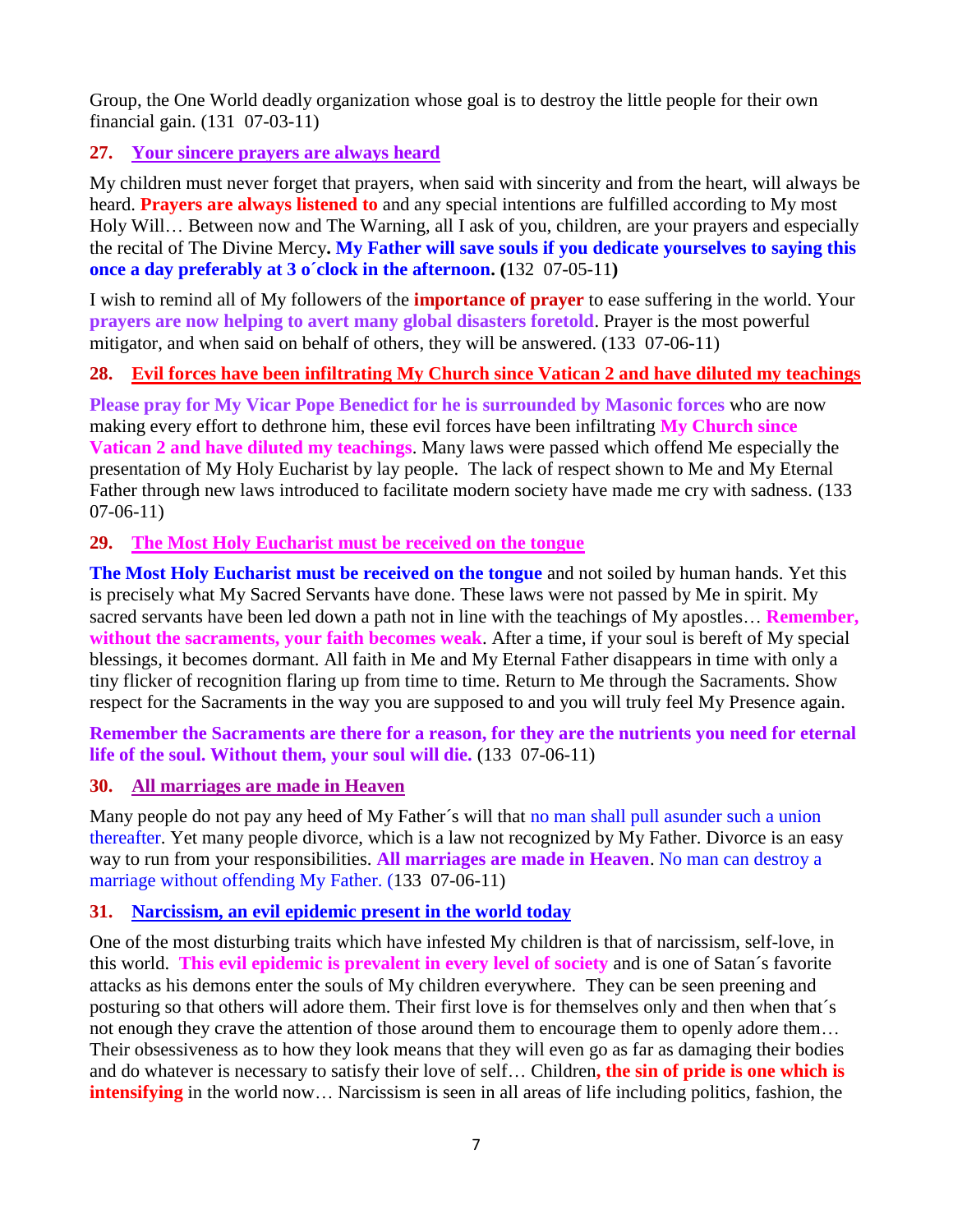Group, the One World deadly organization whose goal is to destroy the little people for their own financial gain. (131 07-03-11)

### 27. Your sincere prayers are always heard

My children must never forget that prayers, when said with sincerity and from the heart, will always be heard. **Prayers are always listened to** and any special intentions are fulfilled according to My most Holy Will… Between now and The Warning, all I ask of you, children, are your prayers and especially the recital of The Divine Mercy**. My Father will save souls if you dedicate yourselves to saying this once a day preferably at 3 o´clock in the afternoon. (**132 07-05-11**)**

I wish to remind all of My followers of the **importance of prayer** to ease suffering in the world. Your **prayers are now helping to avert many global disasters foretold**. Prayer is the most powerful mitigator, and when said on behalf of others, they will be answered. (133 07-06-11)

### 28. Evil forces have been infiltrating My Church since Vatican 2 and have diluted my teachings

**Please pray for My Vicar Pope Benedict for he is surrounded by Masonic forces** who are now making every effort to dethrone him, these evil forces have been infiltrating **My Church since Vatican 2 and have diluted my teachings**. Many laws were passed which offend Me especially the presentation of My Holy Eucharist by lay people. The lack of respect shown to Me and My Eternal Father through new laws introduced to facilitate modern society have made me cry with sadness. (133 07-06-11)

### 29. The Most Holy Eucharist must be received on the tongue

**The Most Holy Eucharist must be received on the tongue** and not soiled by human hands. Yet this is precisely what My Sacred Servants have done. These laws were not passed by Me in spirit. My sacred servants have been led down a path not in line with the teachings of My apostles… **Remember, without the sacraments, your faith becomes weak**. After a time, if your soul is bereft of My special blessings, it becomes dormant. All faith in Me and My Eternal Father disappears in time with only a tiny flicker of recognition flaring up from time to time. Return to Me through the Sacraments. Show respect for the Sacraments in the way you are supposed to and you will truly feel My Presence again.

**Remember the Sacraments are there for a reason, for they are the nutrients you need for eternal life of the soul. Without them, your soul will die.** (133 07-06-11)

### 30. All marriages are made in Heaven

Many people do not pay any heed of My Father´s will that no man shall pull asunder such a union thereafter. Yet many people divorce, which is a law not recognized by My Father. Divorce is an easy way to run from your responsibilities. **All marriages are made in Heaven**. No man can destroy a marriage without offending My Father. (133 07-06-11)

### 31. Narcissism, an evil epidemic present in the world today

One of the most disturbing traits which have infested My children is that of narcissism, self-love, in this world. **This evil epidemic is prevalent in every level of society** and is one of Satan´s favorite attacks as his demons enter the souls of My children everywhere. They can be seen preening and posturing so that others will adore them. Their first love is for themselves only and then when that´s not enough they crave the attention of those around them to encourage them to openly adore them… Their obsessiveness as to how they look means that they will even go as far as damaging their bodies and do whatever is necessary to satisfy their love of self… Children**, the sin of pride is one which is intensifying** in the world now… Narcissism is seen in all areas of life including politics, fashion, the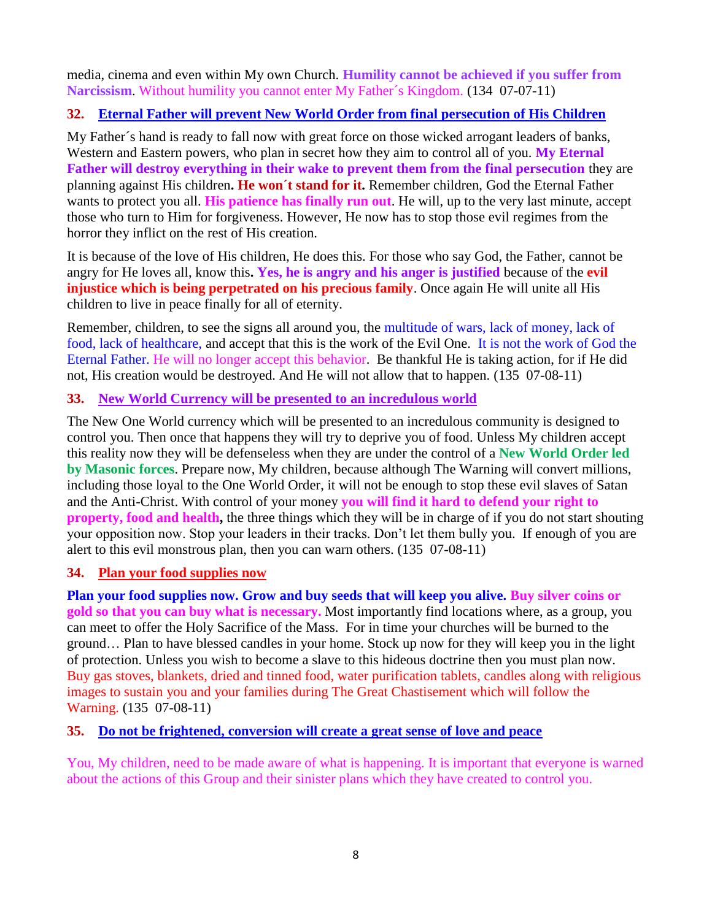media, cinema and even within My own Church. **Humility cannot be achieved if you suffer from Narcissism**. Without humility you cannot enter My Father´s Kingdom. (134 07-07-11)

### 32. Eternal Father will prevent New World Order from final persecution of His Children

My Father´s hand is ready to fall now with great force on those wicked arrogant leaders of banks, Western and Eastern powers, who plan in secret how they aim to control all of you. **My Eternal Father will destroy everything in their wake to prevent them from the final persecution** they are planning against His children**. He won´t stand for it.** Remember children, God the Eternal Father wants to protect you all. **His patience has finally run out**. He will, up to the very last minute, accept those who turn to Him for forgiveness. However, He now has to stop those evil regimes from the horror they inflict on the rest of His creation.

It is because of the love of His children, He does this. For those who say God, the Father, cannot be angry for He loves all, know this**. Yes, he is angry and his anger is justified** because of the **evil injustice which is being perpetrated on his precious family**. Once again He will unite all His children to live in peace finally for all of eternity.

Remember, children, to see the signs all around you, the multitude of wars, lack of money, lack of food, lack of healthcare, and accept that this is the work of the Evil One. It is not the work of God the Eternal Father. He will no longer accept this behavior. Be thankful He is taking action, for if He did not, His creation would be destroyed. And He will not allow that to happen. (135 07-08-11)

### 33. New World Currency will be presented to an incredulous world

The New One World currency which will be presented to an incredulous community is designed to control you. Then once that happens they will try to deprive you of food. Unless My children accept this reality now they will be defenseless when they are under the control of a **New World Order led by Masonic forces**. Prepare now, My children, because although The Warning will convert millions, including those loyal to the One World Order, it will not be enough to stop these evil slaves of Satan and the Anti-Christ. With control of your money **you will find it hard to defend your right to property, food and health,** the three things which they will be in charge of if you do not start shouting your opposition now. Stop your leaders in their tracks. Don't let them bully you. If enough of you are alert to this evil monstrous plan, then you can warn others. (135 07-08-11)

### 34. Plan your food supplies now

**Plan your food supplies now. Grow and buy seeds that will keep you alive. Buy silver coins or gold so that you can buy what is necessary.** Most importantly find locations where, as a group, you can meet to offer the Holy Sacrifice of the Mass. For in time your churches will be burned to the ground… Plan to have blessed candles in your home. Stock up now for they will keep you in the light of protection. Unless you wish to become a slave to this hideous doctrine then you must plan now. Buy gas stoves, blankets, dried and tinned food, water purification tablets, candles along with religious images to sustain you and your families during The Great Chastisement which will follow the Warning. (135 07-08-11)

### 35. Do not be frightened, conversion will create a great sense of love and peace

You, My children, need to be made aware of what is happening. It is important that everyone is warned about the actions of this Group and their sinister plans which they have created to control you.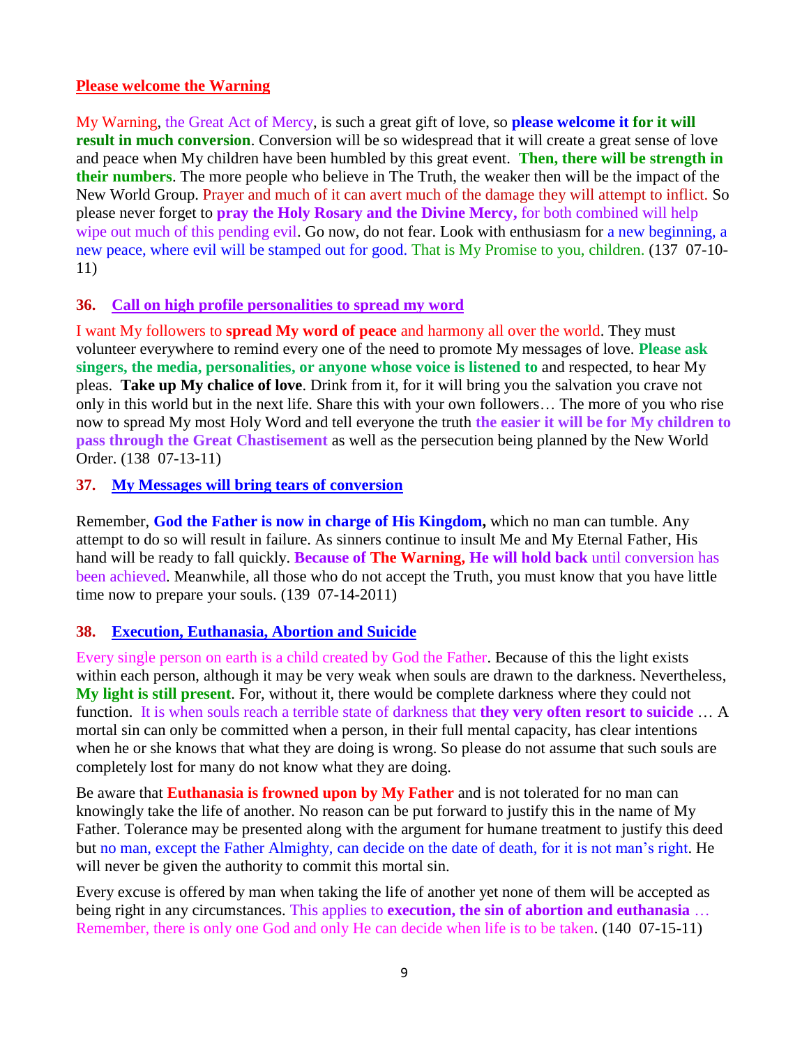**Please welcome the Warning**

My Warning, the Great Act of Mercy, is such a great gift of love, so **please welcome it for it will result in much conversion**. Conversion will be so widespread that it will create a great sense of love and peace when My children have been humbled by this great event. **Then, there will be strength in their numbers**. The more people who believe in The Truth, the weaker then will be the impact of the New World Group. Prayer and much of it can avert much of the damage they will attempt to inflict. So please never forget to **pray the Holy Rosary and the Divine Mercy,** for both combined will help wipe out much of this pending evil. Go now, do not fear. Look with enthusiasm for a new beginning, a new peace, where evil will be stamped out for good. That is My Promise to you, children. (137 07-10-11)

## 36. Call on high profile personalities to spread my word

I want My followers to **spread My word of peace** and harmony all over the world. They must volunteer everywhere to remind every one of the need to promote My messages of love. **Please ask singers, the media, personalities, or anyone whose voice is listened to** and respected, to hear My pleas. **Take up My chalice of love**. Drink from it, for it will bring you the salvation you crave not only in this world but in the next life. Share this with your own followers… The more of you who rise now to spread My most Holy Word and tell everyone the truth **the easier it will be for My children to pass through the Great Chastisement** as well as the persecution being planned by the New World Order. (138 07-13-11)

## 37. My Messages will bring tears of conversion

Remember, **God the Father is now in charge of His Kingdom,** which no man can tumble. Any attempt to do so will result in failure. As sinners continue to insult Me and My Eternal Father, His hand will be ready to fall quickly. **Because of The Warning, He will hold back** until conversion has been achieved. Meanwhile, all those who do not accept the Truth, you must know that you have little time now to prepare your souls. (139 07-14-2011)

## 38. Execution, Euthanasia, Abortion and Suicide

Every single person on earth is a child created by God the Father. Because of this the light exists within each person, although it may be very weak when souls are drawn to the darkness. Nevertheless, **My light is still present**. For, without it, there would be complete darkness where they could not function. It is when souls reach a terrible state of darkness that **they very often resort to suicide** … A mortal sin can only be committed when a person, in their full mental capacity, has clear intentions when he or she knows that what they are doing is wrong. So please do not assume that such souls are completely lost for many do not know what they are doing.

Be aware that **Euthanasia is frowned upon by My Father** and is not tolerated for no man can knowingly take the life of another. No reason can be put forward to justify this in the name of My Father. Tolerance may be presented along with the argument for humane treatment to justify this deed but no man, except the Father Almighty, can decide on the date of death, for it is not man's right. He will never be given the authority to commit this mortal sin.

Every excuse is offered by man when taking the life of another yet none of them will be accepted as being right in any circumstances. This applies to **execution, the sin of abortion and euthanasia** … Remember, there is only one God and only He can decide when life is to be taken. (140 07-15-11)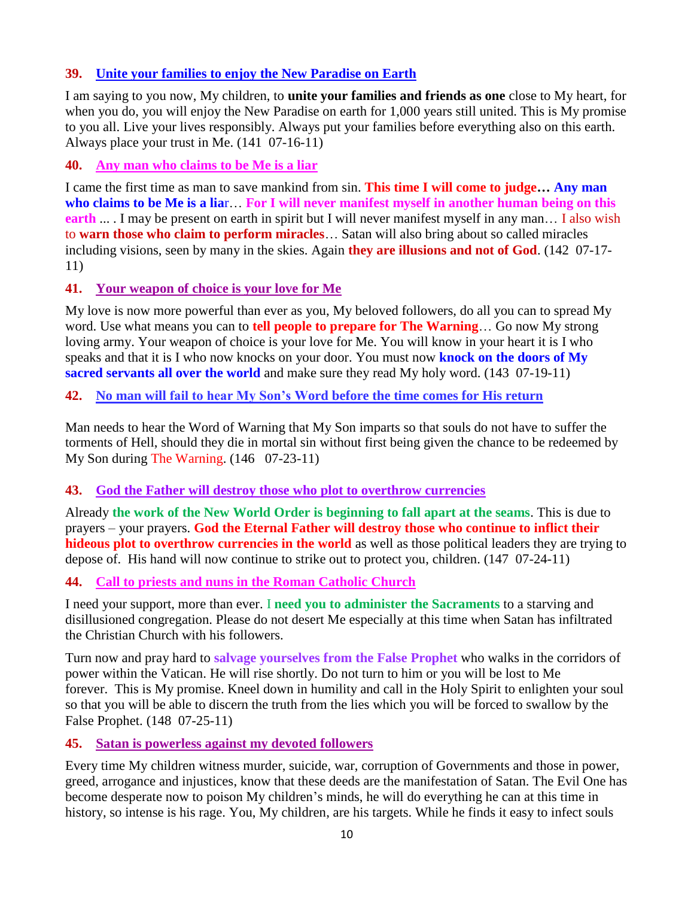### 39. Unite your families to enjoy the New Paradise on Earth

I am saying to you now, My children, to **unite your families and friends as one** close to My heart, for when you do, you will enjoy the New Paradise on earth for 1,000 years still united. This is My promise to you all. Live your lives responsibly. Always put your families before everything also on this earth. Always place your trust in Me. (141 07-16-11)

### 40. Any man who claims to be Me is a liar

I came the first time as man to save mankind from sin. **This time I will come to judge… Any man who claims to be Me is a liar**… **For I will never manifest myself in another human being on this earth** ... . I may be present on earth in spirit but I will never manifest myself in any man… I also wish to **warn those who claim to perform miracles**… Satan will also bring about so called miracles including visions, seen by many in the skies. Again **they are illusions and not of God**. (142 07-17-11)

### 41. Your weapon of choice is your love for Me

My love is now more powerful than ever as you, My beloved followers, do all you can to spread My word. Use what means you can to **tell people to prepare for The Warning**… Go now My strong loving army. Your weapon of choice is your love for Me. You will know in your heart it is I who speaks and that it is I who now knocks on your door. You must now **knock on the doors of My sacred servants all over the world** and make sure they read My holy word. (143 07-19-11)

### 42. No man will fail to hear My Son's Word before the time comes for His return

Man needs to hear the Word of Warning that My Son imparts so that souls do not have to suffer the torments of Hell, should they die in mortal sin without first being given the chance to be redeemed by My Son during The Warning. (146 07-23-11)

### 43. God the Father will destroy those who plot to overthrow currencies

Already **the work of the New World Order is beginning to fall apart at the seams**. This is due to prayers – your prayers. **God the Eternal Father will destroy those who continue to inflict their hideous plot to overthrow currencies in the world** as well as those political leaders they are trying to depose of. His hand will now continue to strike out to protect you, children. (147 07-24-11)

### 44. Call to priests and nuns in the Roman Catholic Church

I need your support, more than ever. I **need you to administer the Sacraments** to a starving and disillusioned congregation. Please do not desert Me especially at this time when Satan has infiltrated the Christian Church with his followers.

Turn now and pray hard to **salvage yourselves from the False Prophet** who walks in the corridors of power within the Vatican. He will rise shortly. Do not turn to him or you will be lost to Me forever. This is My promise. Kneel down in humility and call in the Holy Spirit to enlighten your soul so that you will be able to discern the truth from the lies which you will be forced to swallow by the False Prophet. (148 07-25-11)

### 45. Satan is powerless against my devoted followers

Every time My children witness murder, suicide, war, corruption of Governments and those in power, greed, arrogance and injustices, know that these deeds are the manifestation of Satan. The Evil One has become desperate now to poison My children's minds, he will do everything he can at this time in history, so intense is his rage. You, My children, are his targets. While he finds it easy to infect souls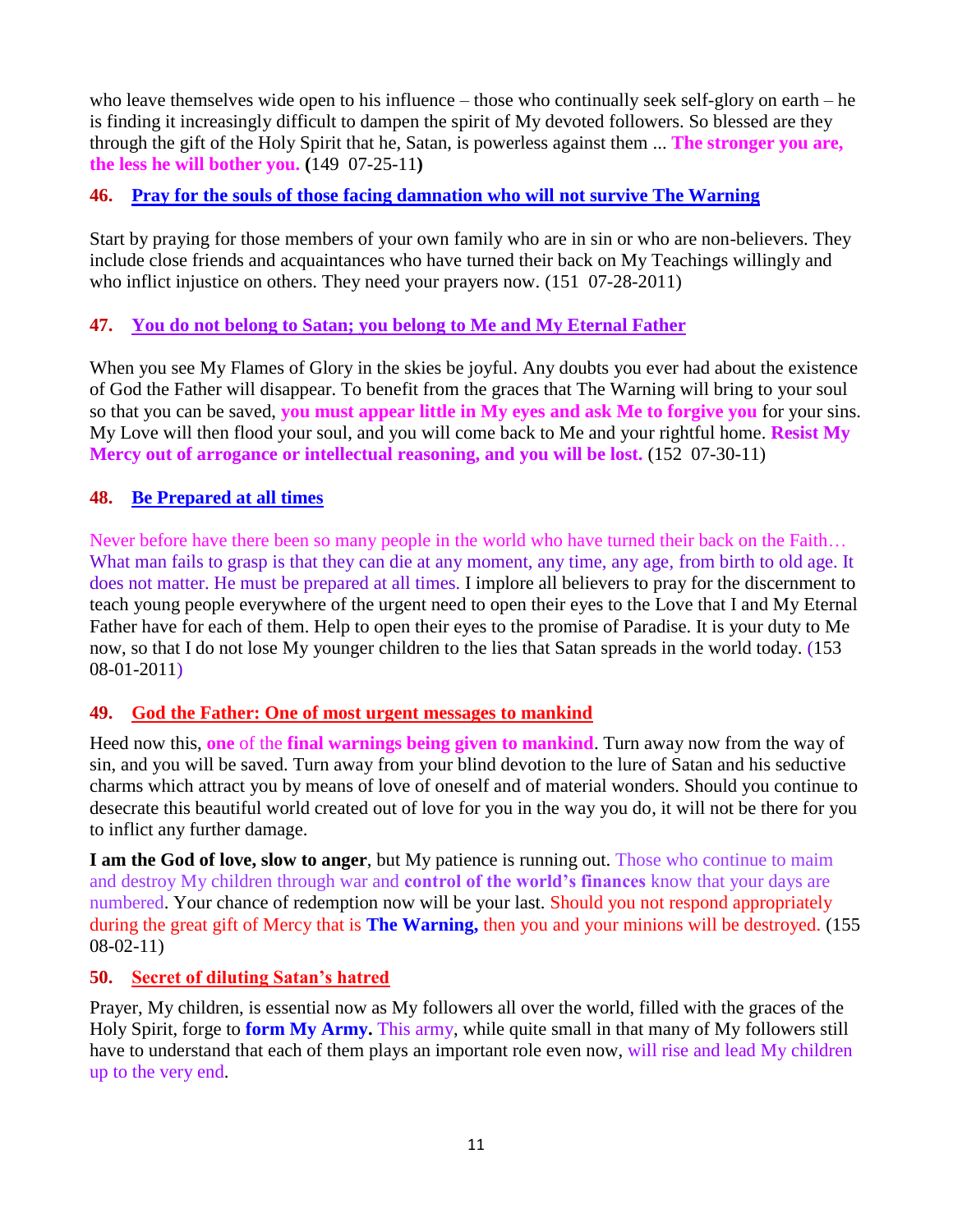who leave themselves wide open to his influence – those who continually seek self-glory on earth – he is finding it increasingly difficult to dampen the spirit of My devoted followers. So blessed are they through the gift of the Holy Spirit that he, Satan, is powerless against them ... **The stronger you are, the less he will bother you.** **(**149 07-25-11**)**

### 46. Pray for the souls of those facing damnation who will not survive The Warning

Start by praying for those members of your own family who are in sin or who are non-believers. They include close friends and acquaintances who have turned their back on My Teachings willingly and who inflict injustice on others. They need your prayers now. (151 07-28-2011)

### 47. You do not belong to Satan; you belong to Me and My Eternal Father

When you see My Flames of Glory in the skies be joyful. Any doubts you ever had about the existence of God the Father will disappear. To benefit from the graces that The Warning will bring to your soul so that you can be saved, **you must appear little in My eyes and ask Me to forgive you** for your sins. My Love will then flood your soul, and you will come back to Me and your rightful home. **Resist My Mercy out of arrogance or intellectual reasoning, and you will be lost.** (152 07-30-11)

### 48. Be Prepared at all times

Never before have there been so many people in the world who have turned their back on the Faith… What man fails to grasp is that they can die at any moment, any time, any age, from birth to old age. It does not matter. He must be prepared at all times. I implore all believers to pray for the discernment to teach young people everywhere of the urgent need to open their eyes to the Love that I and My Eternal Father have for each of them. Help to open their eyes to the promise of Paradise. It is your duty to Me now, so that I do not lose My younger children to the lies that Satan spreads in the world today. (153 08-01-2011)

### 49. God the Father: One of most urgent messages to mankind

Heed now this, **one** of the **final warnings being given to mankind**. Turn away now from the way of sin, and you will be saved. Turn away from your blind devotion to the lure of Satan and his seductive charms which attract you by means of love of oneself and of material wonders. Should you continue to desecrate this beautiful world created out of love for you in the way you do, it will not be there for you to inflict any further damage.

**I am the God of love, slow to anger**, but My patience is running out. Those who continue to maim and destroy My children through war and **control of the world's finances** know that your days are numbered. Your chance of redemption now will be your last. Should you not respond appropriately during the great gift of Mercy that is **The Warning,** then you and your minions will be destroyed. (155 08-02-11)

### 50. Secret of diluting Satan's hatred

Prayer, My children, is essential now as My followers all over the world, filled with the graces of the Holy Spirit, forge to **form My Army.** This army, while quite small in that many of My followers still have to understand that each of them plays an important role even now, will rise and lead My children up to the very end.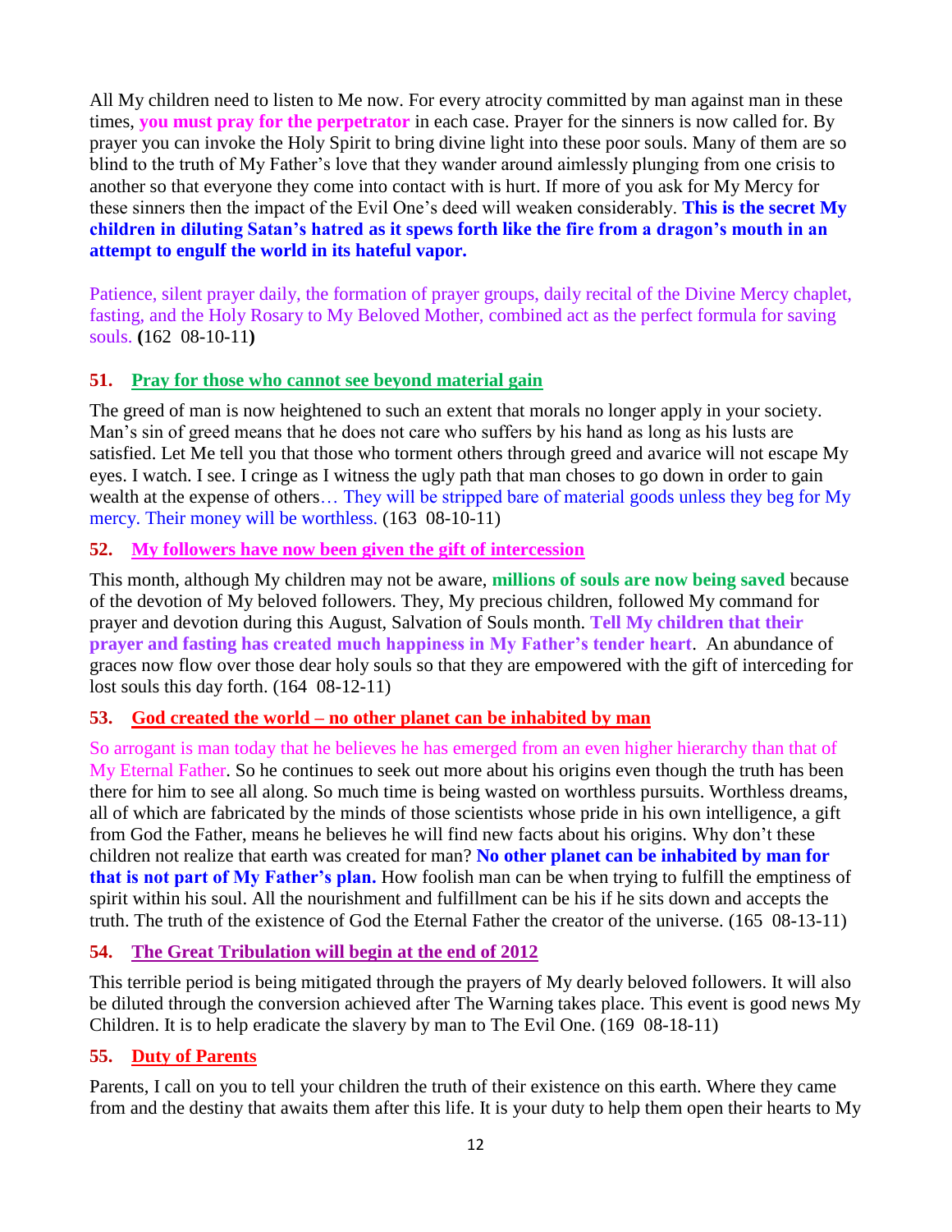All My children need to listen to Me now. For every atrocity committed by man against man in these times, **you must pray for the perpetrator** in each case. Prayer for the sinners is now called for. By prayer you can invoke the Holy Spirit to bring divine light into these poor souls. Many of them are so blind to the truth of My Father's love that they wander around aimlessly plunging from one crisis to another so that everyone they come into contact with is hurt. If more of you ask for My Mercy for these sinners then the impact of the Evil One's deed will weaken considerably. **This is the secret My children in diluting Satan's hatred as it spews forth like the fire from a dragon's mouth in an attempt to engulf the world in its hateful vapor.**

Patience, silent prayer daily, the formation of prayer groups, daily recital of the Divine Mercy chaplet, fasting, and the Holy Rosary to My Beloved Mother, combined act as the perfect formula for saving souls. **(**162 08-10-11**)**

## 51. Pray for those who cannot see beyond material gain

The greed of man is now heightened to such an extent that morals no longer apply in your society. Man's sin of greed means that he does not care who suffers by his hand as long as his lusts are satisfied. Let Me tell you that those who torment others through greed and avarice will not escape My eyes. I watch. I see. I cringe as I witness the ugly path that man choses to go down in order to gain wealth at the expense of others… They will be stripped bare of material goods unless they beg for My mercy. Their money will be worthless. (163 08-10-11)

## 52. My followers have now been given the gift of intercession

This month, although My children may not be aware, **millions of souls are now being saved** because of the devotion of My beloved followers. They, My precious children, followed My command for prayer and devotion during this August, Salvation of Souls month. **Tell My children that their prayer and fasting has created much happiness in My Father's tender heart**. An abundance of graces now flow over those dear holy souls so that they are empowered with the gift of interceding for lost souls this day forth. (164 08-12-11)

## 53. God created the world – no other planet can be inhabited by man

So arrogant is man today that he believes he has emerged from an even higher hierarchy than that of My Eternal Father. So he continues to seek out more about his origins even though the truth has been there for him to see all along. So much time is being wasted on worthless pursuits. Worthless dreams, all of which are fabricated by the minds of those scientists whose pride in his own intelligence, a gift from God the Father, means he believes he will find new facts about his origins. Why don't these children not realize that earth was created for man? **No other planet can be inhabited by man for that is not part of My Father's plan.** How foolish man can be when trying to fulfill the emptiness of spirit within his soul. All the nourishment and fulfillment can be his if he sits down and accepts the truth. The truth of the existence of God the Eternal Father the creator of the universe. (165 08-13-11)

## 54. The Great Tribulation will begin at the end of 2012

This terrible period is being mitigated through the prayers of My dearly beloved followers. It will also be diluted through the conversion achieved after The Warning takes place. This event is good news My Children. It is to help eradicate the slavery by man to The Evil One. (169 08-18-11)

## 55. Duty of Parents

Parents, I call on you to tell your children the truth of their existence on this earth. Where they came from and the destiny that awaits them after this life. It is your duty to help them open their hearts to My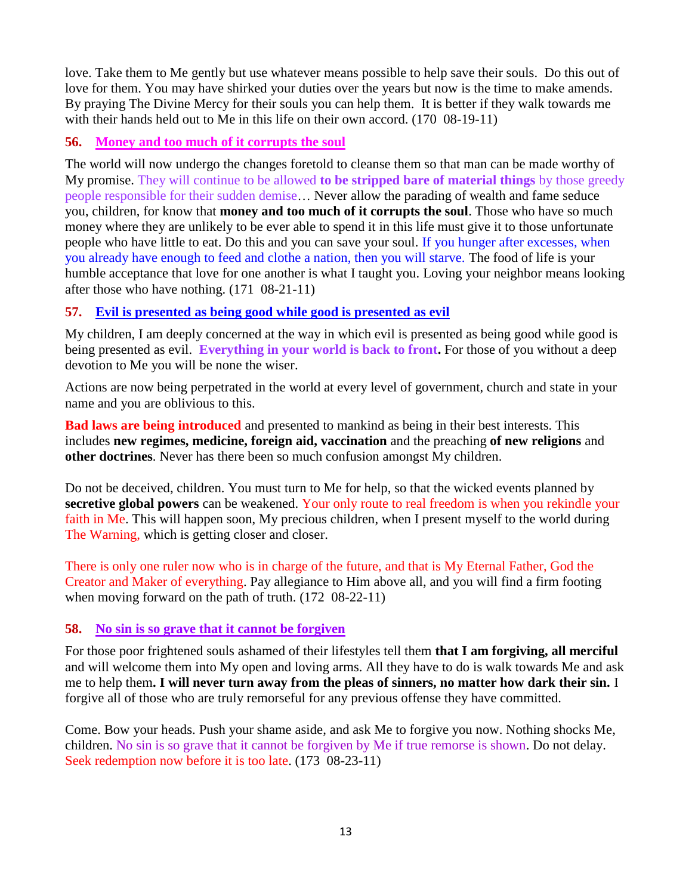love. Take them to Me gently but use whatever means possible to help save their souls. Do this out of love for them. You may have shirked your duties over the years but now is the time to make amends. By praying The Divine Mercy for their souls you can help them. It is better if they walk towards me with their hands held out to Me in this life on their own accord. (170 08-19-11)

### 56. Money and too much of it corrupts the soul

The world will now undergo the changes foretold to cleanse them so that man can be made worthy of My promise. They will continue to be allowed **to be stripped bare of material things** by those greedy people responsible for their sudden demise… Never allow the parading of wealth and fame seduce you, children, for know that **money and too much of it corrupts the soul**. Those who have so much money where they are unlikely to be ever able to spend it in this life must give it to those unfortunate people who have little to eat. Do this and you can save your soul. If you hunger after excesses, when you already have enough to feed and clothe a nation, then you will starve. The food of life is your humble acceptance that love for one another is what I taught you. Loving your neighbor means looking after those who have nothing. (171 08-21-11)

### 57. Evil is presented as being good while good is presented as evil

My children, I am deeply concerned at the way in which evil is presented as being good while good is being presented as evil. **Everything in your world is back to front.** For those of you without a deep devotion to Me you will be none the wiser.

Actions are now being perpetrated in the world at every level of government, church and state in your name and you are oblivious to this.

**Bad laws are being introduced** and presented to mankind as being in their best interests. This includes **new regimes, medicine, foreign aid, vaccination** and the preaching **of new religions** and **other doctrines**. Never has there been so much confusion amongst My children.

Do not be deceived, children. You must turn to Me for help, so that the wicked events planned by **secretive global powers** can be weakened. Your only route to real freedom is when you rekindle your faith in Me. This will happen soon, My precious children, when I present myself to the world during The Warning, which is getting closer and closer.

There is only one ruler now who is in charge of the future, and that is My Eternal Father, God the Creator and Maker of everything. Pay allegiance to Him above all, and you will find a firm footing when moving forward on the path of truth. (172 08-22-11)

### 58. No sin is so grave that it cannot be forgiven

For those poor frightened souls ashamed of their lifestyles tell them **that I am forgiving, all merciful** and will welcome them into My open and loving arms. All they have to do is walk towards Me and ask me to help them**. I will never turn away from the pleas of sinners, no matter how dark their sin.** I forgive all of those who are truly remorseful for any previous offense they have committed.

Come. Bow your heads. Push your shame aside, and ask Me to forgive you now. Nothing shocks Me, children. No sin is so grave that it cannot be forgiven by Me if true remorse is shown. Do not delay. Seek redemption now before it is too late. (173 08-23-11)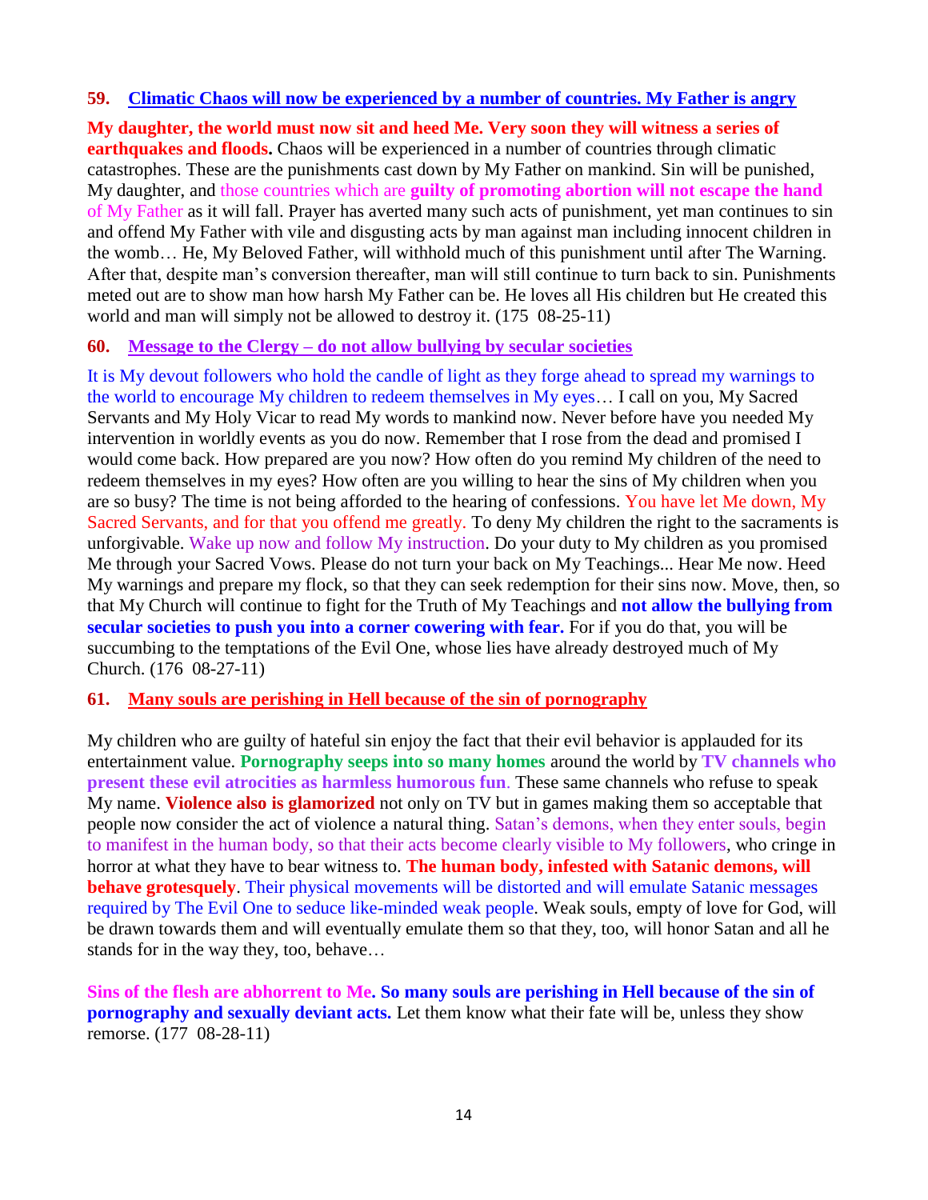## 59. Climatic Chaos will now be experienced by a number of countries. My Father is angry

**My daughter, the world must now sit and heed Me. Very soon they will witness a series of earthquakes and floods.** Chaos will be experienced in a number of countries through climatic catastrophes. These are the punishments cast down by My Father on mankind. Sin will be punished, My daughter, and those countries which are **guilty of promoting abortion will not escape the hand** of My Father as it will fall. Prayer has averted many such acts of punishment, yet man continues to sin and offend My Father with vile and disgusting acts by man against man including innocent children in the womb… He, My Beloved Father, will withhold much of this punishment until after The Warning. After that, despite man's conversion thereafter, man will still continue to turn back to sin. Punishments meted out are to show man how harsh My Father can be. He loves all His children but He created this world and man will simply not be allowed to destroy it. (175 08-25-11)

## 60. Message to the Clergy – do not allow bullying by secular societies

It is My devout followers who hold the candle of light as they forge ahead to spread my warnings to the world to encourage My children to redeem themselves in My eyes… I call on you, My Sacred Servants and My Holy Vicar to read My words to mankind now. Never before have you needed My intervention in worldly events as you do now. Remember that I rose from the dead and promised I would come back. How prepared are you now? How often do you remind My children of the need to redeem themselves in my eyes? How often are you willing to hear the sins of My children when you are so busy? The time is not being afforded to the hearing of confessions. You have let Me down, My Sacred Servants, and for that you offend me greatly. To deny My children the right to the sacraments is unforgivable. Wake up now and follow My instruction. Do your duty to My children as you promised Me through your Sacred Vows. Please do not turn your back on My Teachings... Hear Me now. Heed My warnings and prepare my flock, so that they can seek redemption for their sins now. Move, then, so that My Church will continue to fight for the Truth of My Teachings and **not allow the bullying from secular societies to push you into a corner cowering with fear.** For if you do that, you will be succumbing to the temptations of the Evil One, whose lies have already destroyed much of My Church. (176 08-27-11)

## 61. Many souls are perishing in Hell because of the sin of pornography

My children who are guilty of hateful sin enjoy the fact that their evil behavior is applauded for its entertainment value. **Pornography seeps into so many homes** around the world by **TV channels who present these evil atrocities as harmless humorous fun**. These same channels who refuse to speak My name. **Violence also is glamorized** not only on TV but in games making them so acceptable that people now consider the act of violence a natural thing. Satan's demons, when they enter souls, begin to manifest in the human body, so that their acts become clearly visible to My followers, who cringe in horror at what they have to bear witness to. **The human body, infested with Satanic demons, will behave grotesquely**. Their physical movements will be distorted and will emulate Satanic messages required by The Evil One to seduce like-minded weak people. Weak souls, empty of love for God, will be drawn towards them and will eventually emulate them so that they, too, will honor Satan and all he stands for in the way they, too, behave…

**Sins of the flesh are abhorrent to Me. So many souls are perishing in Hell because of the sin of pornography and sexually deviant acts.** Let them know what their fate will be, unless they show remorse. (177 08-28-11)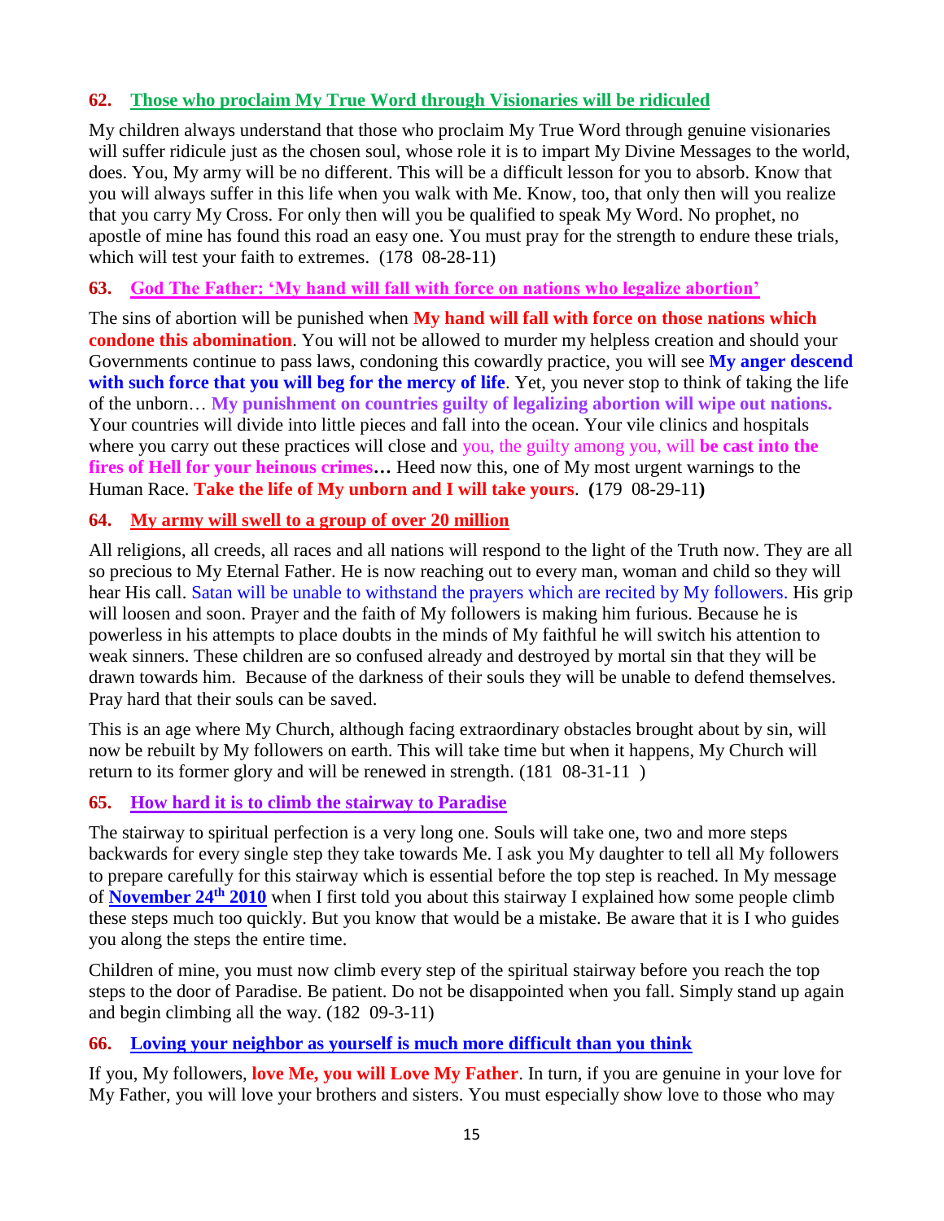### 62. Those who proclaim My True Word through Visionaries will be ridiculed

My children always understand that those who proclaim My True Word through genuine visionaries will suffer ridicule just as the chosen soul, whose role it is to impart My Divine Messages to the world, does. You, My army will be no different. This will be a difficult lesson for you to absorb. Know that you will always suffer in this life when you walk with Me. Know, too, that only then will you realize that you carry My Cross. For only then will you be qualified to speak My Word. No prophet, no apostle of mine has found this road an easy one. You must pray for the strength to endure these trials, which will test your faith to extremes. (178 08-28-11)

### 63. God The Father: 'My hand will fall with force on nations who legalize abortion'

The sins of abortion will be punished when **My hand will fall with force on those nations which condone this abomination**. You will not be allowed to murder my helpless creation and should your Governments continue to pass laws, condoning this cowardly practice, you will see **My anger descend with such force that you will beg for the mercy of life**. Yet, you never stop to think of taking the life of the unborn… **My punishment on countries guilty of legalizing abortion will wipe out nations.** Your countries will divide into little pieces and fall into the ocean. Your vile clinics and hospitals where you carry out these practices will close and you, the guilty among you, will **be cast into the fires of Hell for your heinous crimes…** Heed now this, one of My most urgent warnings to the Human Race. **Take the life of My unborn and I will take yours**. **(**179 08-29-11**)**

### 64. My army will swell to a group of over 20 million

All religions, all creeds, all races and all nations will respond to the light of the Truth now. They are all so precious to My Eternal Father. He is now reaching out to every man, woman and child so they will hear His call. Satan will be unable to withstand the prayers which are recited by My followers. His grip will loosen and soon. Prayer and the faith of My followers is making him furious. Because he is powerless in his attempts to place doubts in the minds of My faithful he will switch his attention to weak sinners. These children are so confused already and destroyed by mortal sin that they will be drawn towards him. Because of the darkness of their souls they will be unable to defend themselves. Pray hard that their souls can be saved.

This is an age where My Church, although facing extraordinary obstacles brought about by sin, will now be rebuilt by My followers on earth. This will take time but when it happens, My Church will return to its former glory and will be renewed in strength. (181 08-31-11 )

### 65. How hard it is to climb the stairway to Paradise

The stairway to spiritual perfection is a very long one. Souls will take one, two and more steps backwards for every single step they take towards Me. I ask you My daughter to tell all My followers to prepare carefully for this stairway which is essential before the top step is reached. In My message of **November 24th 2010** when I first told you about this stairway I explained how some people climb these steps much too quickly. But you know that would be a mistake. Be aware that it is I who guides you along the steps the entire time.

Children of mine, you must now climb every step of the spiritual stairway before you reach the top steps to the door of Paradise. Be patient. Do not be disappointed when you fall. Simply stand up again and begin climbing all the way. (182 09-3-11)

### 66. Loving your neighbor as yourself is much more difficult than you think

If you, My followers, **love Me, you will Love My Father**. In turn, if you are genuine in your love for My Father, you will love your brothers and sisters. You must especially show love to those who may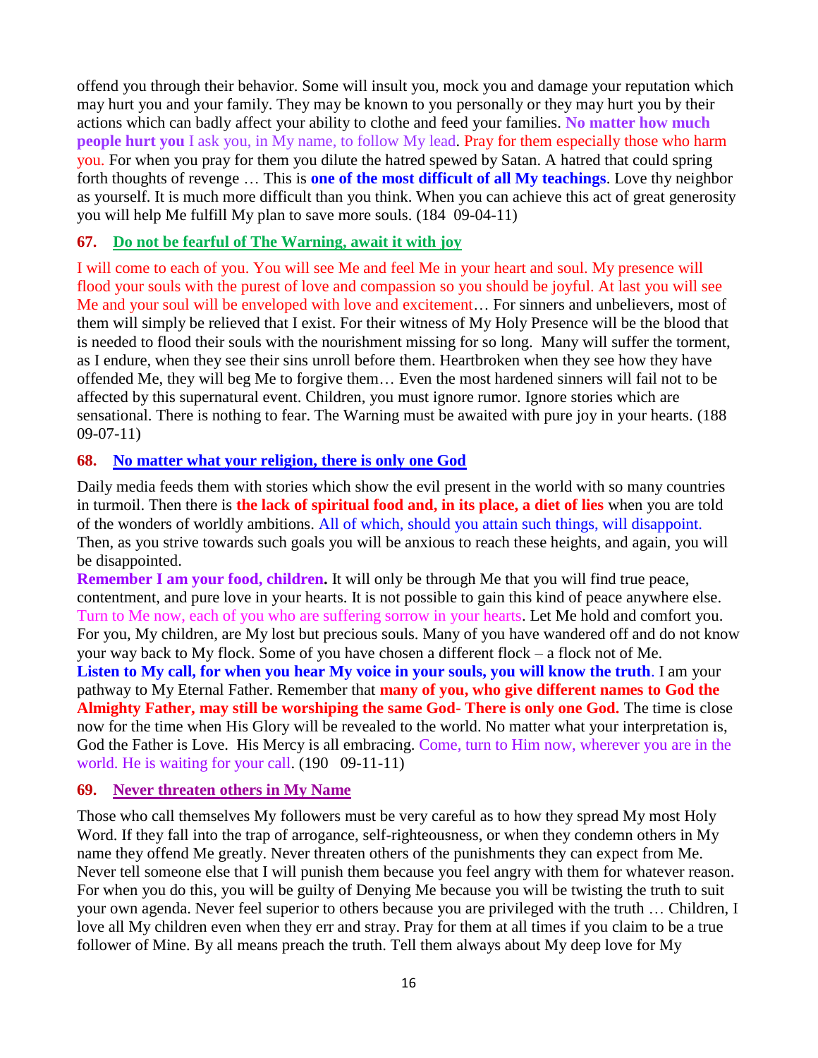offend you through their behavior. Some will insult you, mock you and damage your reputation which may hurt you and your family. They may be known to you personally or they may hurt you by their actions which can badly affect your ability to clothe and feed your families. **No matter how much people hurt you** I ask you, in My name, to follow My lead. Pray for them especially those who harm you. For when you pray for them you dilute the hatred spewed by Satan. A hatred that could spring forth thoughts of revenge … This is **one of the most difficult of all My teachings**. Love thy neighbor as yourself. It is much more difficult than you think. When you can achieve this act of great generosity you will help Me fulfill My plan to save more souls. (184 09-04-11)

## 67. Do not be fearful of The Warning, await it with joy

I will come to each of you. You will see Me and feel Me in your heart and soul. My presence will flood your souls with the purest of love and compassion so you should be joyful. At last you will see Me and your soul will be enveloped with love and excitement… For sinners and unbelievers, most of them will simply be relieved that I exist. For their witness of My Holy Presence will be the blood that is needed to flood their souls with the nourishment missing for so long. Many will suffer the torment, as I endure, when they see their sins unroll before them. Heartbroken when they see how they have offended Me, they will beg Me to forgive them… Even the most hardened sinners will fail not to be affected by this supernatural event. Children, you must ignore rumor. Ignore stories which are sensational. There is nothing to fear. The Warning must be awaited with pure joy in your hearts. (188 09-07-11)

## 68. No matter what your religion, there is only one God

Daily media feeds them with stories which show the evil present in the world with so many countries in turmoil. Then there is **the lack of spiritual food and, in its place, a diet of lies** when you are told of the wonders of worldly ambitions. All of which, should you attain such things, will disappoint. Then, as you strive towards such goals you will be anxious to reach these heights, and again, you will be disappointed.

**Remember I am your food, children.** It will only be through Me that you will find true peace, contentment, and pure love in your hearts. It is not possible to gain this kind of peace anywhere else. Turn to Me now, each of you who are suffering sorrow in your hearts. Let Me hold and comfort you. For you, My children, are My lost but precious souls. Many of you have wandered off and do not know your way back to My flock. Some of you have chosen a different flock – a flock not of Me.

**Listen to My call, for when you hear My voice in your souls, you will know the truth**. I am your pathway to My Eternal Father. Remember that **many of you, who give different names to God the Almighty Father, may still be worshiping the same God- There is only one God.** The time is close now for the time when His Glory will be revealed to the world. No matter what your interpretation is, God the Father is Love. His Mercy is all embracing. Come, turn to Him now, wherever you are in the world. He is waiting for your call. (190 09-11-11)

## 69. Never threaten others in My Name

Those who call themselves My followers must be very careful as to how they spread My most Holy Word. If they fall into the trap of arrogance, self-righteousness, or when they condemn others in My name they offend Me greatly. Never threaten others of the punishments they can expect from Me. Never tell someone else that I will punish them because you feel angry with them for whatever reason. For when you do this, you will be guilty of Denying Me because you will be twisting the truth to suit your own agenda. Never feel superior to others because you are privileged with the truth … Children, I love all My children even when they err and stray. Pray for them at all times if you claim to be a true follower of Mine. By all means preach the truth. Tell them always about My deep love for My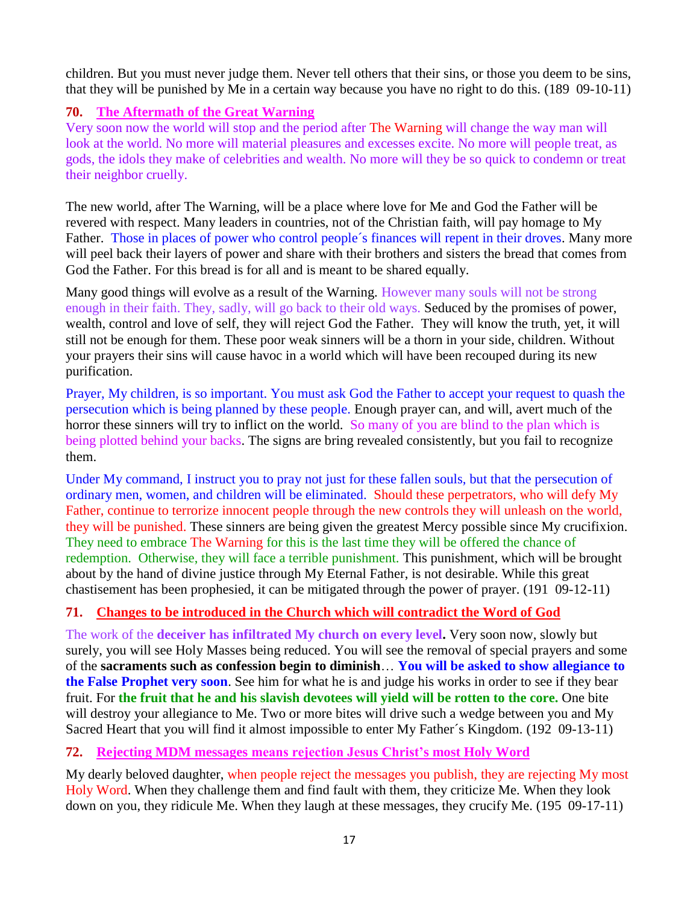children. But you must never judge them. Never tell others that their sins, or those you deem to be sins, that they will be punished by Me in a certain way because you have no right to do this. (189 09-10-11)

### 70. The Aftermath of the Great Warning

Very soon now the world will stop and the period after The Warning will change the way man will look at the world. No more will material pleasures and excesses excite. No more will people treat, as gods, the idols they make of celebrities and wealth. No more will they be so quick to condemn or treat their neighbor cruelly.

The new world, after The Warning, will be a place where love for Me and God the Father will be revered with respect. Many leaders in countries, not of the Christian faith, will pay homage to My Father. Those in places of power who control people´s finances will repent in their droves. Many more will peel back their layers of power and share with their brothers and sisters the bread that comes from God the Father. For this bread is for all and is meant to be shared equally.

Many good things will evolve as a result of the Warning. However many souls will not be strong enough in their faith. They, sadly, will go back to their old ways. Seduced by the promises of power, wealth, control and love of self, they will reject God the Father. They will know the truth, yet, it will still not be enough for them. These poor weak sinners will be a thorn in your side, children. Without your prayers their sins will cause havoc in a world which will have been recouped during its new purification.

Prayer, My children, is so important. You must ask God the Father to accept your request to quash the persecution which is being planned by these people. Enough prayer can, and will, avert much of the horror these sinners will try to inflict on the world. So many of you are blind to the plan which is being plotted behind your backs. The signs are bring revealed consistently, but you fail to recognize them.

Under My command, I instruct you to pray not just for these fallen souls, but that the persecution of ordinary men, women, and children will be eliminated. Should these perpetrators, who will defy My Father, continue to terrorize innocent people through the new controls they will unleash on the world, they will be punished. These sinners are being given the greatest Mercy possible since My crucifixion. They need to embrace The Warning for this is the last time they will be offered the chance of redemption. Otherwise, they will face a terrible punishment. This punishment, which will be brought about by the hand of divine justice through My Eternal Father, is not desirable. While this great chastisement has been prophesied, it can be mitigated through the power of prayer. (191 09-12-11)

### 71. Changes to be introduced in the Church which will contradict the Word of God

The work of the **deceiver has infiltrated My church on every level.** Very soon now, slowly but surely, you will see Holy Masses being reduced. You will see the removal of special prayers and some of the **sacraments such as confession begin to diminish**… **You will be asked to show allegiance to the False Prophet very soon**. See him for what he is and judge his works in order to see if they bear fruit. For **the fruit that he and his slavish devotees will yield will be rotten to the core.** One bite will destroy your allegiance to Me. Two or more bites will drive such a wedge between you and My Sacred Heart that you will find it almost impossible to enter My Father´s Kingdom. (192 09-13-11)

### 72. Rejecting MDM messages means rejection Jesus Christ's most Holy Word

My dearly beloved daughter, when people reject the messages you publish, they are rejecting My most Holy Word. When they challenge them and find fault with them, they criticize Me. When they look down on you, they ridicule Me. When they laugh at these messages, they crucify Me. (195 09-17-11)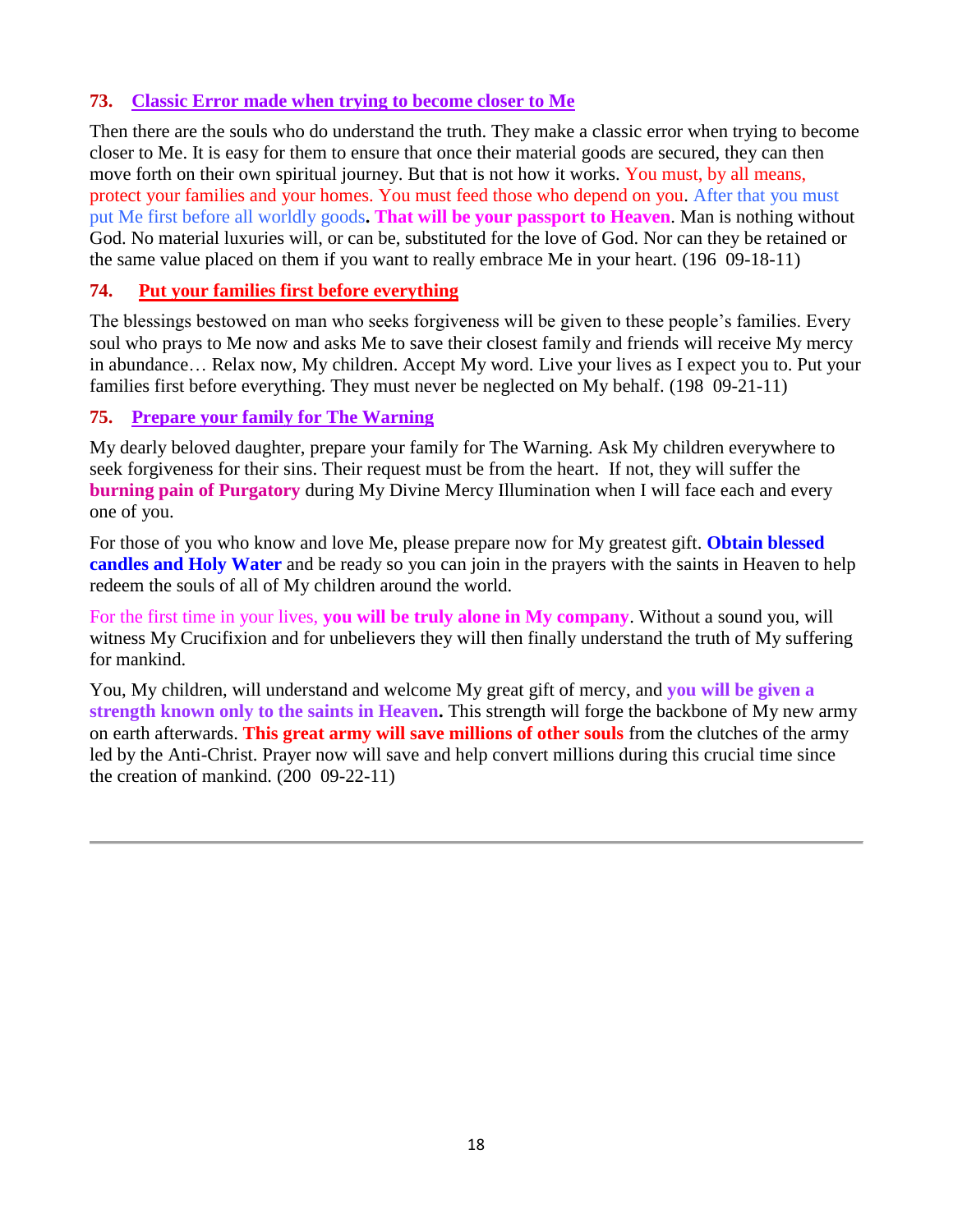### 73. Classic Error made when trying to become closer to Me

Then there are the souls who do understand the truth. They make a classic error when trying to become closer to Me. It is easy for them to ensure that once their material goods are secured, they can then move forth on their own spiritual journey. But that is not how it works. You must, by all means, protect your families and your homes. You must feed those who depend on you. After that you must put Me first before all worldly goods. **That will be your passport to Heaven**. Man is nothing without God. No material luxuries will, or can be, substituted for the love of God. Nor can they be retained or the same value placed on them if you want to really embrace Me in your heart. (196 09-18-11)

### 74. Put your families first before everything

The blessings bestowed on man who seeks forgiveness will be given to these people's families. Every soul who prays to Me now and asks Me to save their closest family and friends will receive My mercy in abundance… Relax now, My children. Accept My word. Live your lives as I expect you to. Put your families first before everything. They must never be neglected on My behalf. (198 09-21-11)

### 75. Prepare your family for The Warning

My dearly beloved daughter, prepare your family for The Warning. Ask My children everywhere to seek forgiveness for their sins. Their request must be from the heart. If not, they will suffer the **burning pain of Purgatory** during My Divine Mercy Illumination when I will face each and every one of you.

For those of you who know and love Me, please prepare now for My greatest gift. **Obtain blessed candles and Holy Water** and be ready so you can join in the prayers with the saints in Heaven to help redeem the souls of all of My children around the world.

For the first time in your lives, **you will be truly alone in My company**. Without a sound you, will witness My Crucifixion and for unbelievers they will then finally understand the truth of My suffering for mankind.

You, My children, will understand and welcome My great gift of mercy, and **you will be given a strength known only to the saints in Heaven.** This strength will forge the backbone of My new army on earth afterwards. **This great army will save millions of other souls** from the clutches of the army led by the Anti-Christ. Prayer now will save and help convert millions during this crucial time since the creation of mankind. (200 09-22-11)

---